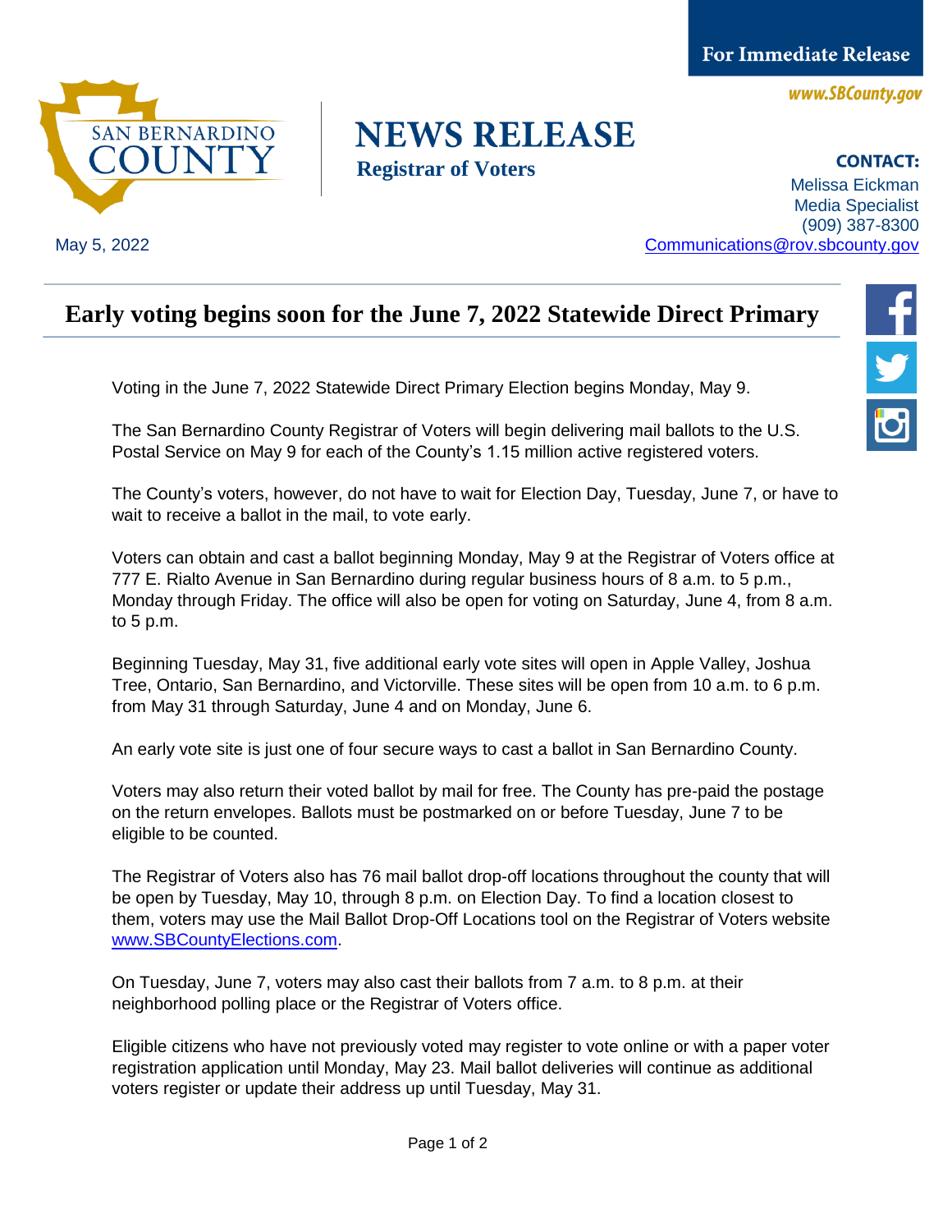For Immediate Release

www.SBCounty.gov

SAN BERNARDINO COUNTY

# NEWS RELEASE

**Registrar of Voters**

**CONTACT:**
Melissa Eickman
Media Specialist
(909) 387-8300
[Communications@rov.sbcounty.gov](mailto:Communications@rov.sbcounty.gov)

May 5, 2022

## Early voting begins soon for the June 7, 2022 Statewide Direct Primary

Voting in the June 7, 2022 Statewide Direct Primary Election begins Monday, May 9.

The San Bernardino County Registrar of Voters will begin delivering mail ballots to the U.S. Postal Service on May 9 for each of the County's 1.15 million active registered voters.

The County's voters, however, do not have to wait for Election Day, Tuesday, June 7, or have to wait to receive a ballot in the mail, to vote early.

Voters can obtain and cast a ballot beginning Monday, May 9 at the Registrar of Voters office at 777 E. Rialto Avenue in San Bernardino during regular business hours of 8 a.m. to 5 p.m., Monday through Friday. The office will also be open for voting on Saturday, June 4, from 8 a.m. to 5 p.m.

Beginning Tuesday, May 31, five additional early vote sites will open in Apple Valley, Joshua Tree, Ontario, San Bernardino, and Victorville. These sites will be open from 10 a.m. to 6 p.m. from May 31 through Saturday, June 4 and on Monday, June 6.

An early vote site is just one of four secure ways to cast a ballot in San Bernardino County.

Voters may also return their voted ballot by mail for free. The County has pre-paid the postage on the return envelopes. Ballots must be postmarked on or before Tuesday, June 7 to be eligible to be counted.

The Registrar of Voters also has 76 mail ballot drop-off locations throughout the county that will be open by Tuesday, May 10, through 8 p.m. on Election Day. To find a location closest to them, voters may use the Mail Ballot Drop-Off Locations tool on the Registrar of Voters website [www.SBCountyElections.com](http://www.SBCountyElections.com).

On Tuesday, June 7, voters may also cast their ballots from 7 a.m. to 8 p.m. at their neighborhood polling place or the Registrar of Voters office.

Eligible citizens who have not previously voted may register to vote online or with a paper voter registration application until Monday, May 23. Mail ballot deliveries will continue as additional voters register or update their address up until Tuesday, May 31.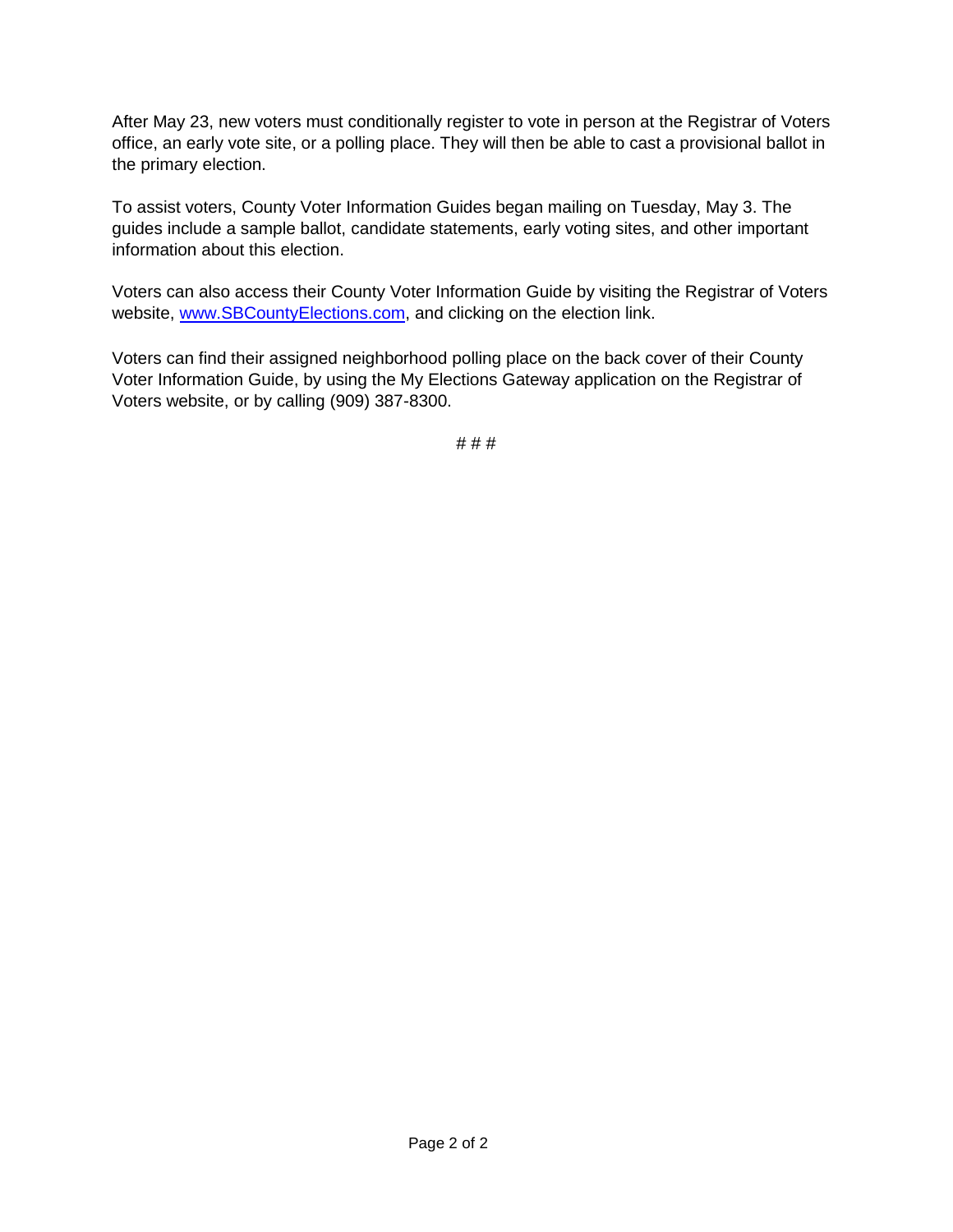After May 23, new voters must conditionally register to vote in person at the Registrar of Voters office, an early vote site, or a polling place. They will then be able to cast a provisional ballot in the primary election.

To assist voters, County Voter Information Guides began mailing on Tuesday, May 3. The guides include a sample ballot, candidate statements, early voting sites, and other important information about this election.

Voters can also access their County Voter Information Guide by visiting the Registrar of Voters website, [www.SBCountyElections.com](http://www.SBCountyElections.com), and clicking on the election link.

Voters can find their assigned neighborhood polling place on the back cover of their County Voter Information Guide, by using the My Elections Gateway application on the Registrar of Voters website, or by calling (909) 387-8300.

# # #